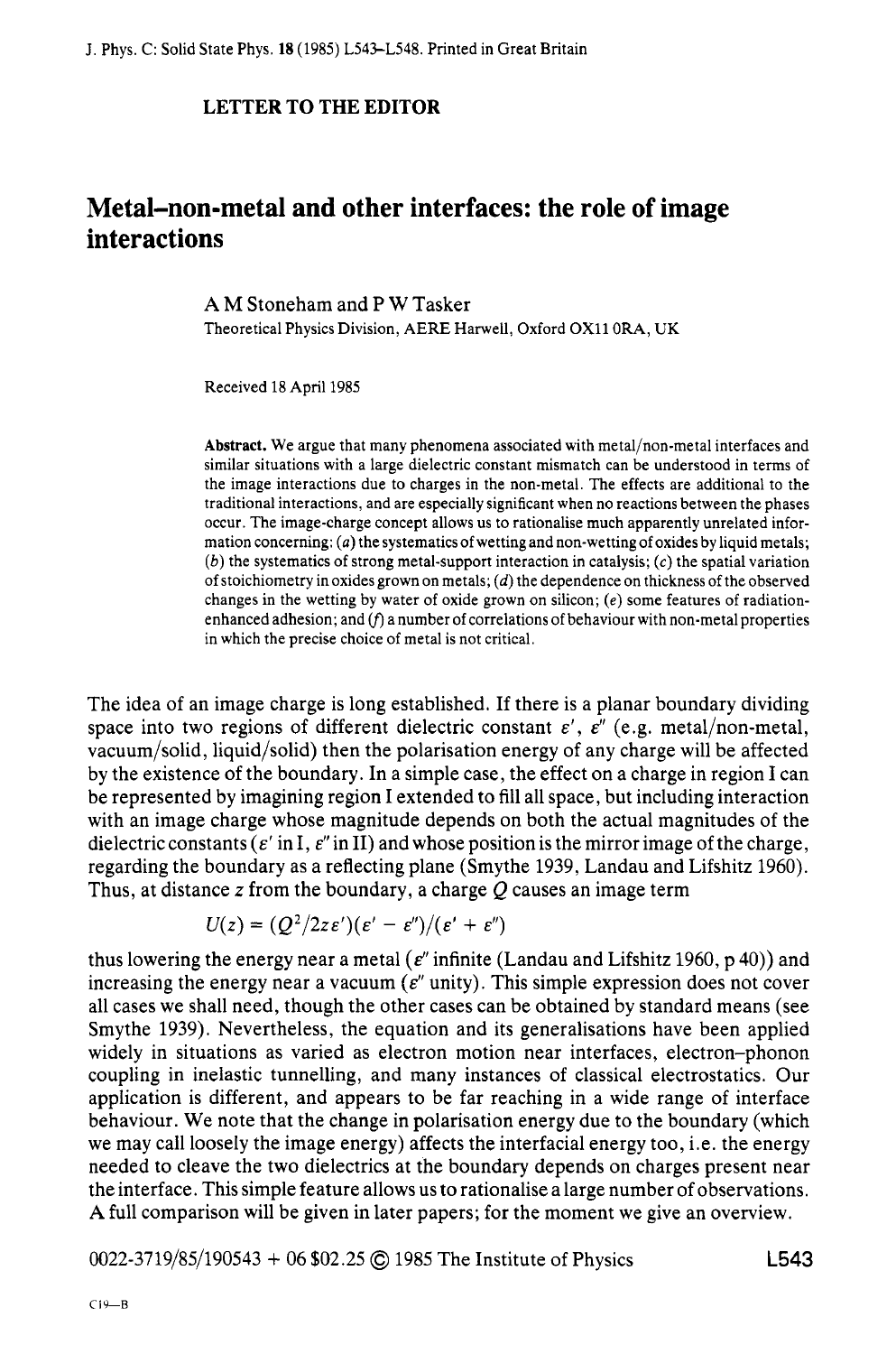LETTER TO THE EDITOR

# Metal–non-metal and other interfaces: the role of image interactions

A M Stoneham and P W Tasker

Theoretical Physics Division, AERE Harwell, Oxford OX11 0RA, UK

Received 18 April 1985

**Abstract.** We argue that many phenomena associated with metal/non-metal interfaces and similar situations with a large dielectric constant mismatch can be understood in terms of the image interactions due to charges in the non-metal. The effects are additional to the traditional interactions, and are especially significant when no reactions between the phases occur. The image-charge concept allows us to rationalise much apparently unrelated information concerning: (*a*) the systematics of wetting and non-wetting of oxides by liquid metals; (*b*) the systematics of strong metal-support interaction in catalysis; (*c*) the spatial variation of stoichiometry in oxides grown on metals; (*d*) the dependence on thickness of the observed changes in the wetting by water of oxide grown on silicon; (*e*) some features of radiation-enhanced adhesion; and (*f*) a number of correlations of behaviour with non-metal properties in which the precise choice of metal is not critical.

The idea of an image charge is long established. If there is a planar boundary dividing space into two regions of different dielectric constant $\varepsilon'$, $\varepsilon''$ (e.g. metal/non-metal, vacuum/solid, liquid/solid) then the polarisation energy of any charge will be affected by the existence of the boundary. In a simple case, the effect on a charge in region I can be represented by imagining region I extended to fill all space, but including interaction with an image charge whose magnitude depends on both the actual magnitudes of the dielectric constants ($\varepsilon'$ in I, $\varepsilon''$ in II) and whose position is the mirror image of the charge, regarding the boundary as a reflecting plane (Smythe 1939, Landau and Lifshitz 1960). Thus, at distance $z$ from the boundary, a charge $Q$ causes an image term

$$U(z) = (Q^2/2z\varepsilon')(\varepsilon' - \varepsilon'')/(\varepsilon' + \varepsilon'')$$

thus lowering the energy near a metal ($\varepsilon''$ infinite (Landau and Lifshitz 1960, p 40)) and increasing the energy near a vacuum ($\varepsilon''$ unity). This simple expression does not cover all cases we shall need, though the other cases can be obtained by standard means (see Smythe 1939). Nevertheless, the equation and its generalisations have been applied widely in situations as varied as electron motion near interfaces, electron–phonon coupling in inelastic tunnelling, and many instances of classical electrostatics. Our application is different, and appears to be far reaching in a wide range of interface behaviour. We note that the change in polarisation energy due to the boundary (which we may call loosely the image energy) affects the interfacial energy too, i.e. the energy needed to cleave the two dielectrics at the boundary depends on charges present near the interface. This simple feature allows us to rationalise a large number of observations. A full comparison will be given in later papers; for the moment we give an overview.

0022-3719/85/190543 + 06 $02.25 © 1985 The Institute of Physics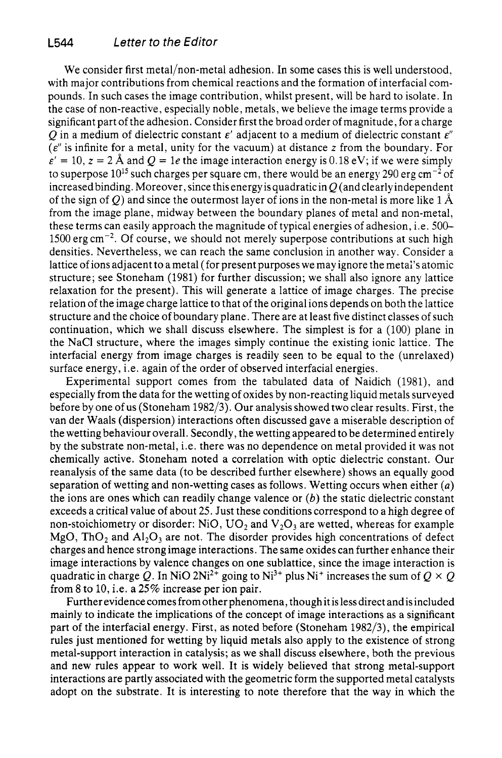We consider first metal/non-metal adhesion. In some cases this is well understood, with major contributions from chemical reactions and the formation of interfacial compounds. In such cases the image contribution, whilst present, will be hard to isolate. In the case of non-reactive, especially noble, metals, we believe the image terms provide a significant part of the adhesion. Consider first the broad order of magnitude, for a charge $Q$ in a medium of dielectric constant $\varepsilon'$ adjacent to a medium of dielectric constant $\varepsilon''$ ($\varepsilon''$ is infinite for a metal, unity for the vacuum) at distance $z$ from the boundary. For $\varepsilon' = 10$, $z = 2$ Å and $Q = 1e$ the image interaction energy is 0.18 eV; if we were simply to superpose $10^{15}$ such charges per square cm, there would be an energy 290 erg cm$^{-2}$ of increased binding. Moreover, since this energy is quadratic in $Q$ (and clearly independent of the sign of $Q$) and since the outermost layer of ions in the non-metal is more like 1 Å from the image plane, midway between the boundary planes of metal and non-metal, these terms can easily approach the magnitude of typical energies of adhesion, i.e. 500–1500 erg cm$^{-2}$. Of course, we should not merely superpose contributions at such high densities. Nevertheless, we can reach the same conclusion in another way. Consider a lattice of ions adjacent to a metal (for present purposes we may ignore the metal's atomic structure; see Stoneham (1981) for further discussion; we shall also ignore any lattice relaxation for the present). This will generate a lattice of image charges. The precise relation of the image charge lattice to that of the original ions depends on both the lattice structure and the choice of boundary plane. There are at least five distinct classes of such continuation, which we shall discuss elsewhere. The simplest is for a (100) plane in the NaCl structure, where the images simply continue the existing ionic lattice. The interfacial energy from image charges is readily seen to be equal to the (unrelaxed) surface energy, i.e. again of the order of observed interfacial energies.

Experimental support comes from the tabulated data of Naidich (1981), and especially from the data for the wetting of oxides by non-reacting liquid metals surveyed before by one of us (Stoneham 1982/3). Our analysis showed two clear results. First, the van der Waals (dispersion) interactions often discussed gave a miserable description of the wetting behaviour overall. Secondly, the wetting appeared to be determined entirely by the substrate non-metal, i.e. there was no dependence on metal provided it was not chemically active. Stoneham noted a correlation with optic dielectric constant. Our reanalysis of the same data (to be described further elsewhere) shows an equally good separation of wetting and non-wetting cases as follows. Wetting occurs when either (*a*) the ions are ones which can readily change valence or (*b*) the static dielectric constant exceeds a critical value of about 25. Just these conditions correspond to a high degree of non-stoichiometry or disorder: NiO, $UO_2$ and $V_2O_3$ are wetted, whereas for example MgO, $ThO_2$ and $Al_2O_3$ are not. The disorder provides high concentrations of defect charges and hence strong image interactions. The same oxides can further enhance their image interactions by valence changes on one sublattice, since the image interaction is quadratic in charge $Q$. In NiO $2Ni^{2+}$ going to $Ni^{3+}$ plus $Ni^{+}$ increases the sum of $Q \times Q$ from 8 to 10, i.e. a 25% increase per ion pair.

Further evidence comes from other phenomena, though it is less direct and is included mainly to indicate the implications of the concept of image interactions as a significant part of the interfacial energy. First, as noted before (Stoneham 1982/3), the empirical rules just mentioned for wetting by liquid metals also apply to the existence of strong metal-support interaction in catalysis; as we shall discuss elsewhere, both the previous and new rules appear to work well. It is widely believed that strong metal-support interactions are partly associated with the geometric form the supported metal catalysts adopt on the substrate. It is interesting to note therefore that the way in which the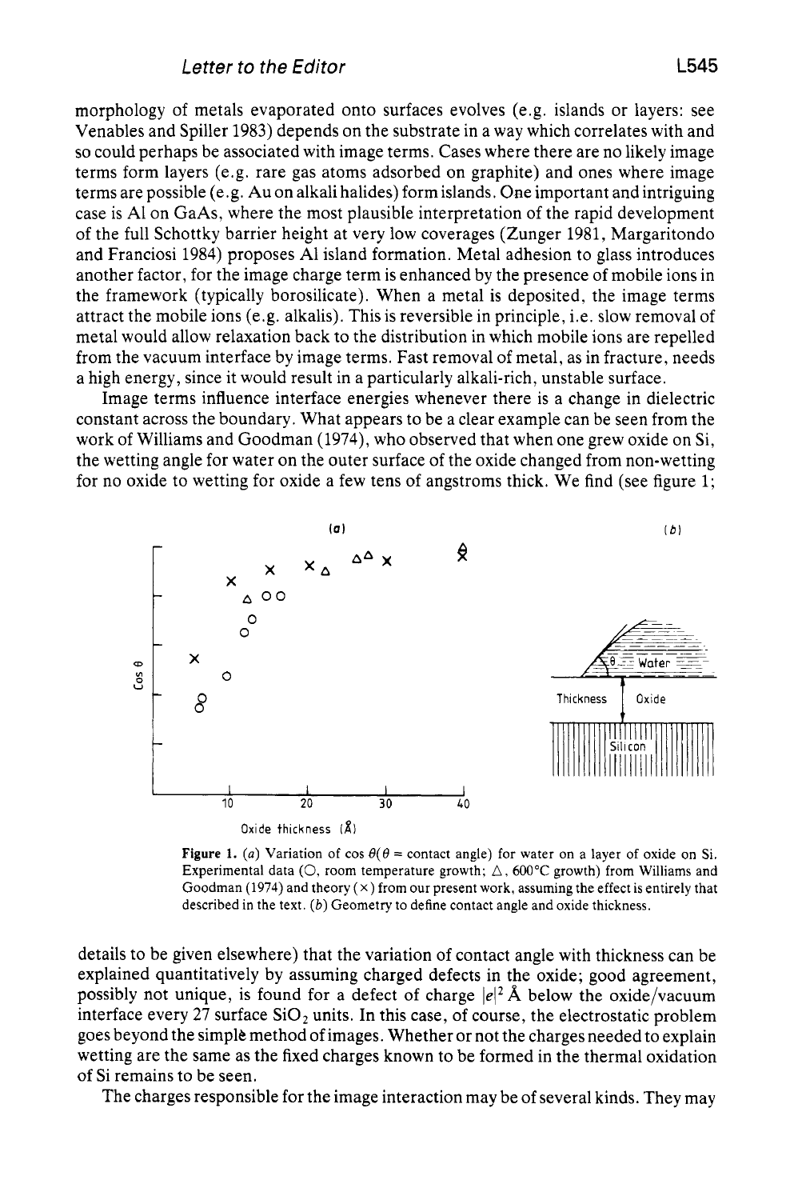morphology of metals evaporated onto surfaces evolves (e.g. islands or layers: see Venables and Spiller 1983) depends on the substrate in a way which correlates with and so could perhaps be associated with image terms. Cases where there are no likely image terms form layers (e.g. rare gas atoms adsorbed on graphite) and ones where image terms are possible (e.g. Au on alkali halides) form islands. One important and intriguing case is Al on GaAs, where the most plausible interpretation of the rapid development of the full Schottky barrier height at very low coverages (Zunger 1981, Margaritondo and Franciosi 1984) proposes Al island formation. Metal adhesion to glass introduces another factor, for the image charge term is enhanced by the presence of mobile ions in the framework (typically borosilicate). When a metal is deposited, the image terms attract the mobile ions (e.g. alkalis). This is reversible in principle, i.e. slow removal of metal would allow relaxation back to the distribution in which mobile ions are repelled from the vacuum interface by image terms. Fast removal of metal, as in fracture, needs a high energy, since it would result in a particularly alkali-rich, unstable surface.

Image terms influence interface energies whenever there is a change in dielectric constant across the boundary. What appears to be a clear example can be seen from the work of Williams and Goodman (1974), who observed that when one grew oxide on Si, the wetting angle for water on the outer surface of the oxide changed from non-wetting for no oxide to wetting for oxide a few tens of angstroms thick. We find (see figure 1; details to be given elsewhere) that the variation of contact angle with thickness can be explained quantitatively by assuming charged defects in the oxide; good agreement, possibly not unique, is found for a defect of charge $|e|$ 2 Å below the oxide/vacuum interface every 27 surface $SiO_2$ units. In this case, of course, the electrostatic problem goes beyond the simple method of images. Whether or not the charges needed to explain wetting are the same as the fixed charges known to be formed in the thermal oxidation of Si remains to be seen.

**Figure 1.** (*a*) Variation of $\cos\theta$ ($\theta$ = contact angle) for water on a layer of oxide on Si. Experimental data (○, room temperature growth; △, 600°C growth) from Williams and Goodman (1974) and theory (×) from our present work, assuming the effect is entirely that described in the text. (*b*) Geometry to define contact angle and oxide thickness.

The charges responsible for the image interaction may be of several kinds. They may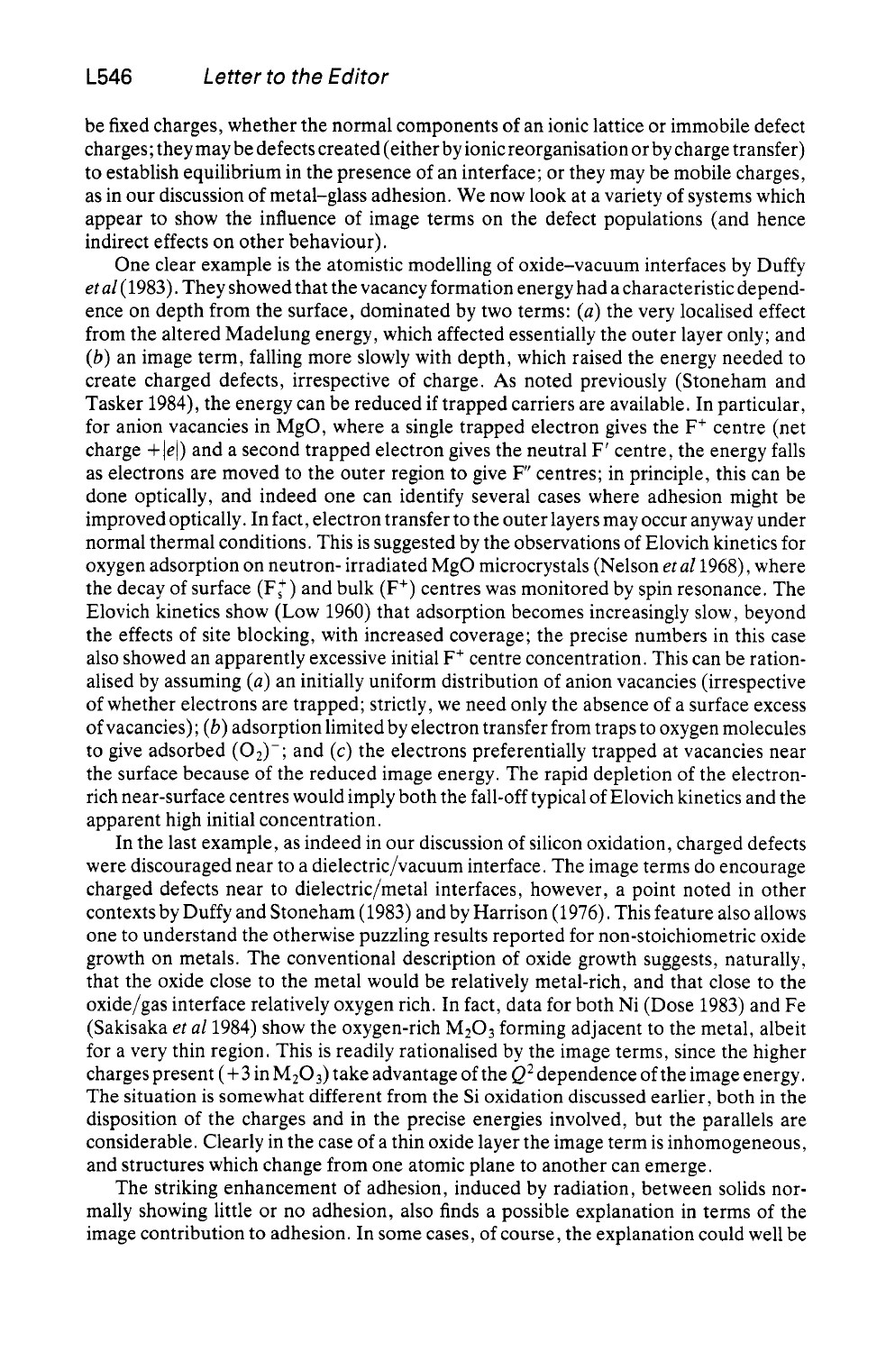be fixed charges, whether the normal components of an ionic lattice or immobile defect charges; they may be defects created (either by ionic reorganisation or by charge transfer) to establish equilibrium in the presence of an interface; or they may be mobile charges, as in our discussion of metal–glass adhesion. We now look at a variety of systems which appear to show the influence of image terms on the defect populations (and hence indirect effects on other behaviour).

One clear example is the atomistic modelling of oxide–vacuum interfaces by Duffy *et al* (1983). They showed that the vacancy formation energy had a characteristic dependence on depth from the surface, dominated by two terms: (*a*) the very localised effect from the altered Madelung energy, which affected essentially the outer layer only; and (*b*) an image term, falling more slowly with depth, which raised the energy needed to create charged defects, irrespective of charge. As noted previously (Stoneham and Tasker 1984), the energy can be reduced if trapped carriers are available. In particular, for anion vacancies in MgO, where a single trapped electron gives the $F^+$ centre (net charge $+|e|$) and a second trapped electron gives the neutral F′ centre, the energy falls as electrons are moved to the outer region to give F″ centres; in principle, this can be done optically, and indeed one can identify several cases where adhesion might be improved optically. In fact, electron transfer to the outer layers may occur anyway under normal thermal conditions. This is suggested by the observations of Elovich kinetics for oxygen adsorption on neutron-irradiated MgO microcrystals (Nelson *et al* 1968), where the decay of surface ($F_s^+$) and bulk ($F^+$) centres was monitored by spin resonance. The Elovich kinetics show (Low 1960) that adsorption becomes increasingly slow, beyond the effects of site blocking, with increased coverage; the precise numbers in this case also showed an apparently excessive initial $F^+$ centre concentration. This can be rationalised by assuming (*a*) an initially uniform distribution of anion vacancies (irrespective of whether electrons are trapped; strictly, we need only the absence of a surface excess of vacancies); (*b*) adsorption limited by electron transfer from traps to oxygen molecules to give adsorbed $(O_2)^-$; and (*c*) the electrons preferentially trapped at vacancies near the surface because of the reduced image energy. The rapid depletion of the electron-rich near-surface centres would imply both the fall-off typical of Elovich kinetics and the apparent high initial concentration.

In the last example, as indeed in our discussion of silicon oxidation, charged defects were discouraged near to a dielectric/vacuum interface. The image terms do encourage charged defects near to dielectric/metal interfaces, however, a point noted in other contexts by Duffy and Stoneham (1983) and by Harrison (1976). This feature also allows one to understand the otherwise puzzling results reported for non-stoichiometric oxide growth on metals. The conventional description of oxide growth suggests, naturally, that the oxide close to the metal would be relatively metal-rich, and that close to the oxide/gas interface relatively oxygen rich. In fact, data for both Ni (Dose 1983) and Fe (Sakisaka *et al* 1984) show the oxygen-rich $M_2O_3$ forming adjacent to the metal, albeit for a very thin region. This is readily rationalised by the image terms, since the higher charges present ($+3$ in $M_2O_3$) take advantage of the $Q^2$ dependence of the image energy. The situation is somewhat different from the Si oxidation discussed earlier, both in the disposition of the charges and in the precise energies involved, but the parallels are considerable. Clearly in the case of a thin oxide layer the image term is inhomogeneous, and structures which change from one atomic plane to another can emerge.

The striking enhancement of adhesion, induced by radiation, between solids normally showing little or no adhesion, also finds a possible explanation in terms of the image contribution to adhesion. In some cases, of course, the explanation could well be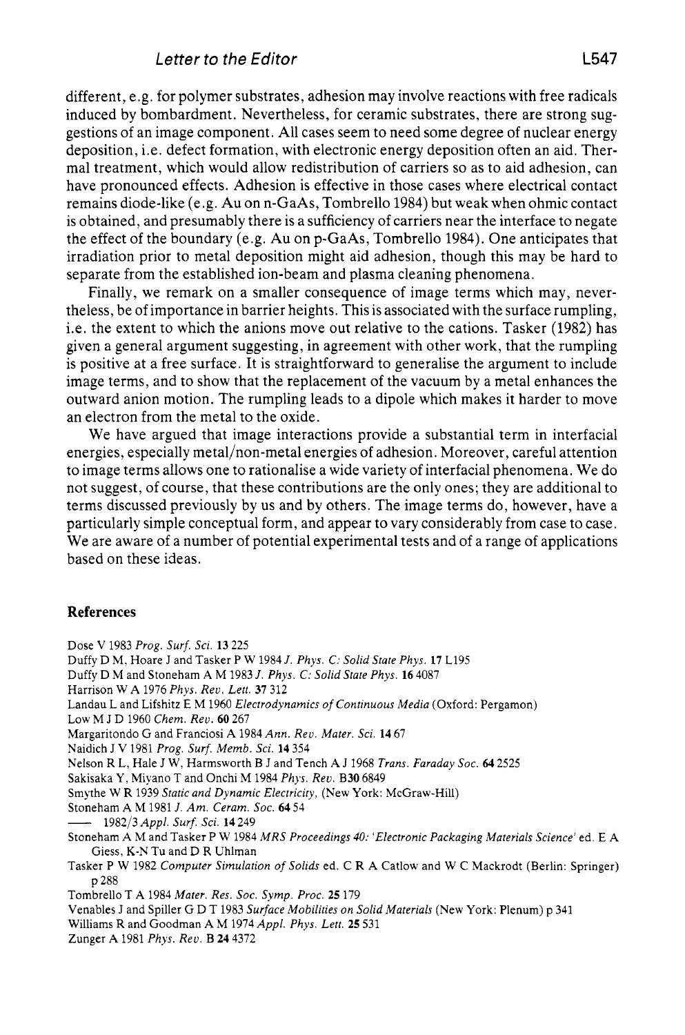different, e.g. for polymer substrates, adhesion may involve reactions with free radicals induced by bombardment. Nevertheless, for ceramic substrates, there are strong suggestions of an image component. All cases seem to need some degree of nuclear energy deposition, i.e. defect formation, with electronic energy deposition often an aid. Thermal treatment, which would allow redistribution of carriers so as to aid adhesion, can have pronounced effects. Adhesion is effective in those cases where electrical contact remains diode-like (e.g. Au on n-GaAs, Tombrello 1984) but weak when ohmic contact is obtained, and presumably there is a sufficiency of carriers near the interface to negate the effect of the boundary (e.g. Au on p-GaAs, Tombrello 1984). One anticipates that irradiation prior to metal deposition might aid adhesion, though this may be hard to separate from the established ion-beam and plasma cleaning phenomena.

Finally, we remark on a smaller consequence of image terms which may, nevertheless, be of importance in barrier heights. This is associated with the surface rumpling, i.e. the extent to which the anions move out relative to the cations. Tasker (1982) has given a general argument suggesting, in agreement with other work, that the rumpling is positive at a free surface. It is straightforward to generalise the argument to include image terms, and to show that the replacement of the vacuum by a metal enhances the outward anion motion. The rumpling leads to a dipole which makes it harder to move an electron from the metal to the oxide.

We have argued that image interactions provide a substantial term in interfacial energies, especially metal/non-metal energies of adhesion. Moreover, careful attention to image terms allows one to rationalise a wide variety of interfacial phenomena. We do not suggest, of course, that these contributions are the only ones; they are additional to terms discussed previously by us and by others. The image terms do, however, have a particularly simple conceptual form, and appear to vary considerably from case to case. We are aware of a number of potential experimental tests and of a range of applications based on these ideas.

## References

Dose V 1983 *Prog. Surf. Sci.* **13** 225

Duffy D M, Hoare J and Tasker P W 1984 *J. Phys. C: Solid State Phys.* **17** L195

Duffy D M and Stoneham A M 1983 *J. Phys. C: Solid State Phys.* **16** 4087

Harrison W A 1976 *Phys. Rev. Lett.* **37** 312

Landau L and Lifshitz E M 1960 *Electrodynamics of Continuous Media* (Oxford: Pergamon)

Low M J D 1960 *Chem. Rev.* **60** 267

Margaritondo G and Franciosi A 1984 *Ann. Rev. Mater. Sci.* **14** 67

Naidich J V 1981 *Prog. Surf. Memb. Sci.* **14** 354

Nelson R L, Hale J W, Harmsworth B J and Tench A J 1968 *Trans. Faraday Soc.* **64** 2525

Sakisaka Y, Miyano T and Onchi M 1984 *Phys. Rev.* B**30** 6849

Smythe W R 1939 *Static and Dynamic Electricity*, (New York: McGraw-Hill)

Stoneham A M 1981 *J. Am. Ceram. Soc.* **64** 54

—— 1982/3 *Appl. Surf. Sci.* **14** 249

Stoneham A M and Tasker P W 1984 *MRS Proceedings 40: 'Electronic Packaging Materials Science'* ed. E A Giess, K-N Tu and D R Uhlman

Tasker P W 1982 *Computer Simulation of Solids* ed. C R A Catlow and W C Mackrodt (Berlin: Springer) p 288

Tombrello T A 1984 *Mater. Res. Soc. Symp. Proc.* **25** 179

Venables J and Spiller G D T 1983 *Surface Mobilities on Solid Materials* (New York: Plenum) p 341

Williams R and Goodman A M 1974 *Appl. Phys. Lett.* **25** 531

Zunger A 1981 *Phys. Rev.* B **24** 4372